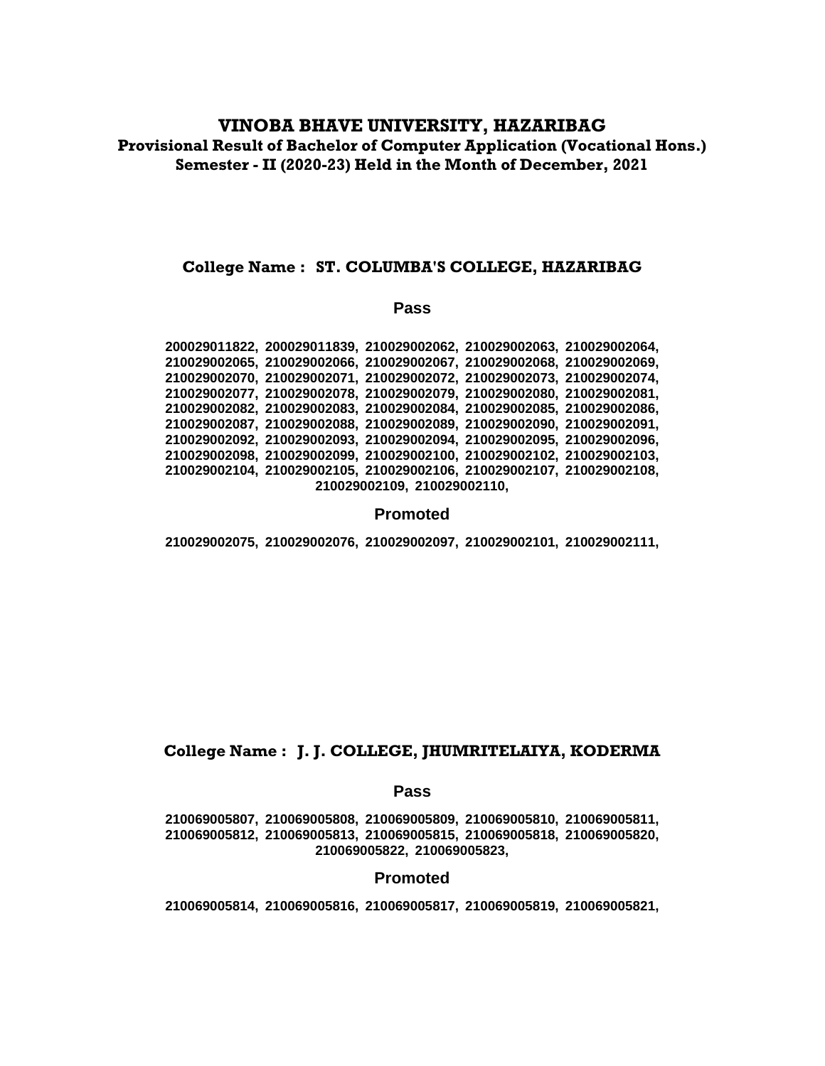# VINOBA BHAVE UNIVERSITY, HAZARIBAG

## Provisional Result of Bachelor of Computer Application (Vocational Hons.) Semester - II (2020-23) Held in the Month of December, 2021

### College Name : ST. COLUMBA'S COLLEGE, HAZARIBAG

#### Pass

**200029011822, 200029011839, 210029002062, 210029002063, 210029002064, 210029002065, 210029002066, 210029002067, 210029002068, 210029002069, 210029002070, 210029002071, 210029002072, 210029002073, 210029002074, 210029002077, 210029002078, 210029002079, 210029002080, 210029002081, 210029002082, 210029002083, 210029002084, 210029002085, 210029002086, 210029002087, 210029002088, 210029002089, 210029002090, 210029002091, 210029002092, 210029002093, 210029002094, 210029002095, 210029002096, 210029002098, 210029002099, 210029002100, 210029002102, 210029002103, 210029002104, 210029002105, 210029002106, 210029002107, 210029002108, 210029002109, 210029002110,**

#### Promoted

**210029002075, 210029002076, 210029002097, 210029002101, 210029002111,**

### College Name : J. J. COLLEGE, JHUMRITELAIYA, KODERMA

#### Pass

**210069005807, 210069005808, 210069005809, 210069005810, 210069005811, 210069005812, 210069005813, 210069005815, 210069005818, 210069005820, 210069005822, 210069005823,**

#### Promoted

**210069005814, 210069005816, 210069005817, 210069005819, 210069005821,**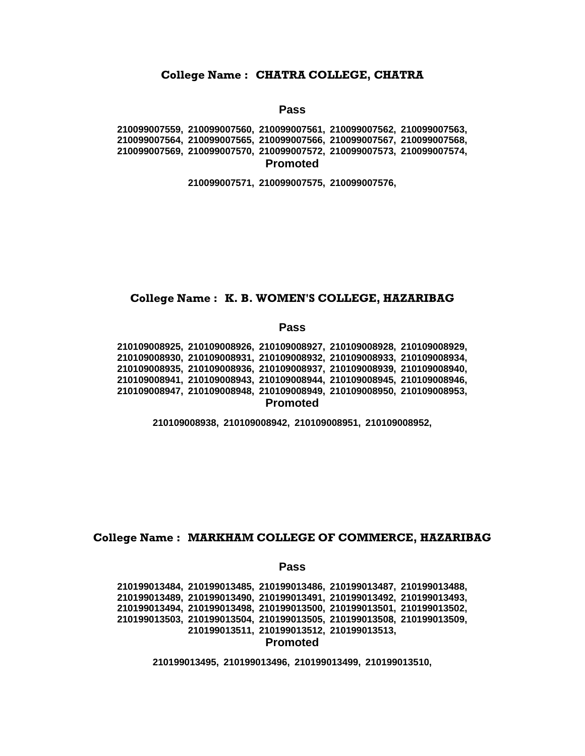## College Name : CHATRA COLLEGE, CHATRA

**Pass**

**210099007559, 210099007560, 210099007561, 210099007562, 210099007563, 210099007564, 210099007565, 210099007566, 210099007567, 210099007568, 210099007569, 210099007570, 210099007572, 210099007573, 210099007574,**

**Promoted**

**210099007571, 210099007575, 210099007576,**

## College Name : K. B. WOMEN'S COLLEGE, HAZARIBAG

**Pass**

**210109008925, 210109008926, 210109008927, 210109008928, 210109008929, 210109008930, 210109008931, 210109008932, 210109008933, 210109008934, 210109008935, 210109008936, 210109008937, 210109008939, 210109008940, 210109008941, 210109008943, 210109008944, 210109008945, 210109008946, 210109008947, 210109008948, 210109008949, 210109008950, 210109008953,**

**Promoted**

**210109008938, 210109008942, 210109008951, 210109008952,**

## College Name : MARKHAM COLLEGE OF COMMERCE, HAZARIBAG

**Pass**

**210199013484, 210199013485, 210199013486, 210199013487, 210199013488, 210199013489, 210199013490, 210199013491, 210199013492, 210199013493, 210199013494, 210199013498, 210199013500, 210199013501, 210199013502, 210199013503, 210199013504, 210199013505, 210199013508, 210199013509, 210199013511, 210199013512, 210199013513,**

**Promoted**

**210199013495, 210199013496, 210199013499, 210199013510,**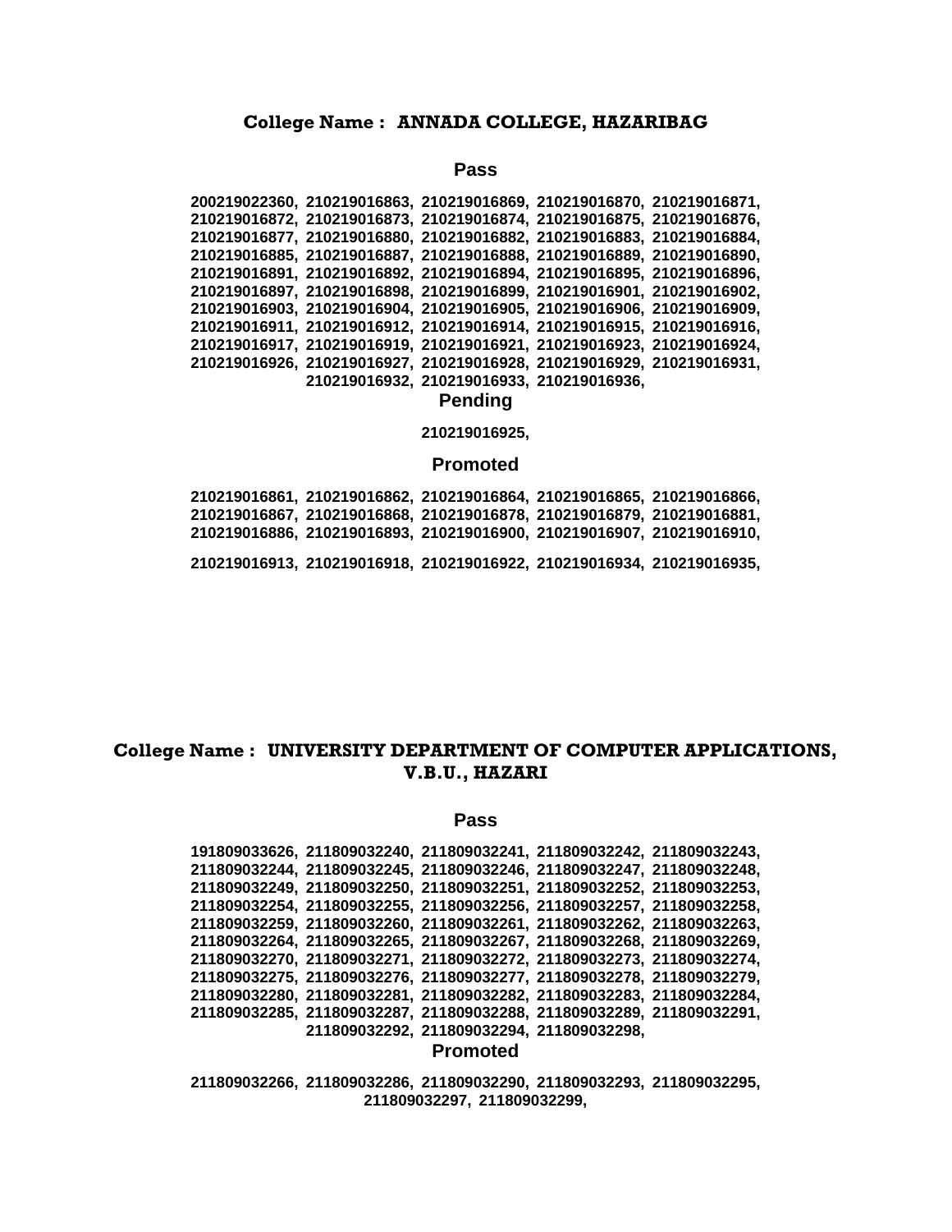### College Name : ANNADA COLLEGE, HAZARIBAG

**Pass**

**200219022360, 210219016863, 210219016869, 210219016870, 210219016871, 210219016872, 210219016873, 210219016874, 210219016875, 210219016876, 210219016877, 210219016880, 210219016882, 210219016883, 210219016884, 210219016885, 210219016887, 210219016888, 210219016889, 210219016890, 210219016891, 210219016892, 210219016894, 210219016895, 210219016896, 210219016897, 210219016898, 210219016899, 210219016901, 210219016902, 210219016903, 210219016904, 210219016905, 210219016906, 210219016909, 210219016911, 210219016912, 210219016914, 210219016915, 210219016916, 210219016917, 210219016919, 210219016921, 210219016923, 210219016924, 210219016926, 210219016927, 210219016928, 210219016929, 210219016931, 210219016932, 210219016933, 210219016936,**

**Pending**

**210219016925,**

**Promoted**

**210219016861, 210219016862, 210219016864, 210219016865, 210219016866, 210219016867, 210219016868, 210219016878, 210219016879, 210219016881, 210219016886, 210219016893, 210219016900, 210219016907, 210219016910,**

**210219016913, 210219016918, 210219016922, 210219016934, 210219016935,**

### College Name : UNIVERSITY DEPARTMENT OF COMPUTER APPLICATIONS, V.B.U., HAZARI

**Pass**

**191809033626, 211809032240, 211809032241, 211809032242, 211809032243, 211809032244, 211809032245, 211809032246, 211809032247, 211809032248, 211809032249, 211809032250, 211809032251, 211809032252, 211809032253, 211809032254, 211809032255, 211809032256, 211809032257, 211809032258, 211809032259, 211809032260, 211809032261, 211809032262, 211809032263, 211809032264, 211809032265, 211809032267, 211809032268, 211809032269, 211809032270, 211809032271, 211809032272, 211809032273, 211809032274, 211809032275, 211809032276, 211809032277, 211809032278, 211809032279, 211809032280, 211809032281, 211809032282, 211809032283, 211809032284, 211809032285, 211809032287, 211809032288, 211809032289, 211809032291, 211809032292, 211809032294, 211809032298,**

**Promoted**

**211809032266, 211809032286, 211809032290, 211809032293, 211809032295, 211809032297, 211809032299,**